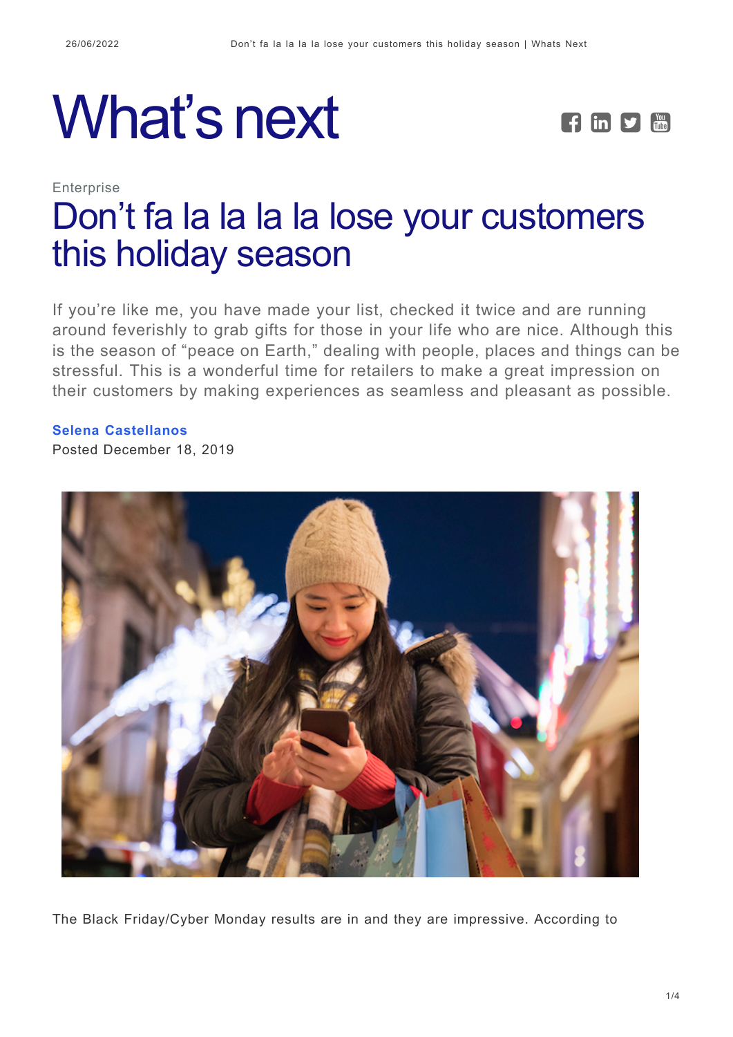# What's next

Enterprise

## Don't fa la la la la lose your customers this holiday season

If you're like me, you have made your list, checked it twice and are running around feverishly to grab gifts for those in your life who are nice. Although this is the season of "peace on Earth," dealing with people, places and things can be stressful. This is a wonderful time for retailers to make a great impression on their customers by making experiences as seamless and pleasant as possible.

**Selena Castellanos**
Posted December 18, 2019

The Black Friday/Cyber Monday results are in and they are impressive. According to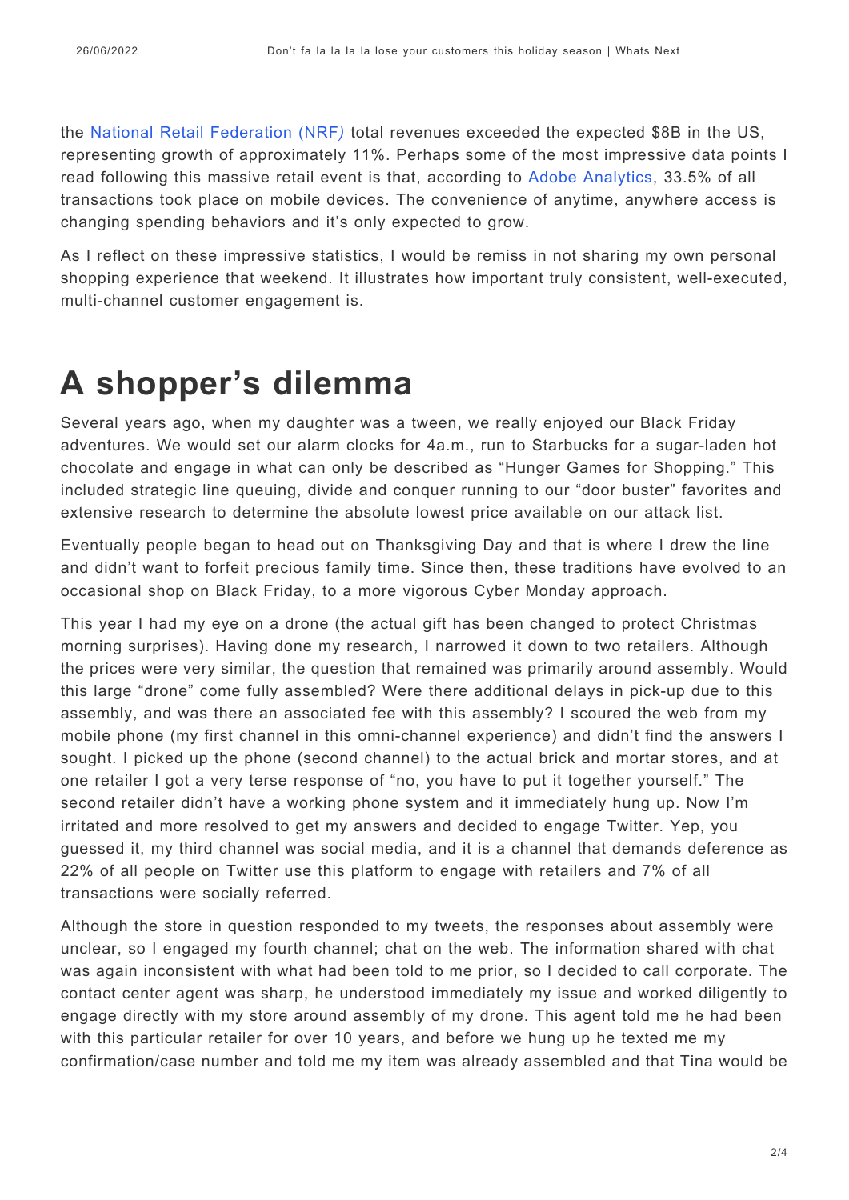the National Retail Federation (NRF) total revenues exceeded the expected $8B in the US, representing growth of approximately 11%. Perhaps some of the most impressive data points I read following this massive retail event is that, according to Adobe Analytics, 33.5% of all transactions took place on mobile devices. The convenience of anytime, anywhere access is changing spending behaviors and it's only expected to grow.

As I reflect on these impressive statistics, I would be remiss in not sharing my own personal shopping experience that weekend. It illustrates how important truly consistent, well-executed, multi-channel customer engagement is.

# A shopper's dilemma

Several years ago, when my daughter was a tween, we really enjoyed our Black Friday adventures. We would set our alarm clocks for 4a.m., run to Starbucks for a sugar-laden hot chocolate and engage in what can only be described as "Hunger Games for Shopping." This included strategic line queuing, divide and conquer running to our "door buster" favorites and extensive research to determine the absolute lowest price available on our attack list.

Eventually people began to head out on Thanksgiving Day and that is where I drew the line and didn't want to forfeit precious family time. Since then, these traditions have evolved to an occasional shop on Black Friday, to a more vigorous Cyber Monday approach.

This year I had my eye on a drone (the actual gift has been changed to protect Christmas morning surprises). Having done my research, I narrowed it down to two retailers. Although the prices were very similar, the question that remained was primarily around assembly. Would this large "drone" come fully assembled? Were there additional delays in pick-up due to this assembly, and was there an associated fee with this assembly? I scoured the web from my mobile phone (my first channel in this omni-channel experience) and didn't find the answers I sought. I picked up the phone (second channel) to the actual brick and mortar stores, and at one retailer I got a very terse response of "no, you have to put it together yourself." The second retailer didn't have a working phone system and it immediately hung up. Now I'm irritated and more resolved to get my answers and decided to engage Twitter. Yep, you guessed it, my third channel was social media, and it is a channel that demands deference as 22% of all people on Twitter use this platform to engage with retailers and 7% of all transactions were socially referred.

Although the store in question responded to my tweets, the responses about assembly were unclear, so I engaged my fourth channel; chat on the web. The information shared with chat was again inconsistent with what had been told to me prior, so I decided to call corporate. The contact center agent was sharp, he understood immediately my issue and worked diligently to engage directly with my store around assembly of my drone. This agent told me he had been with this particular retailer for over 10 years, and before we hung up he texted me my confirmation/case number and told me my item was already assembled and that Tina would be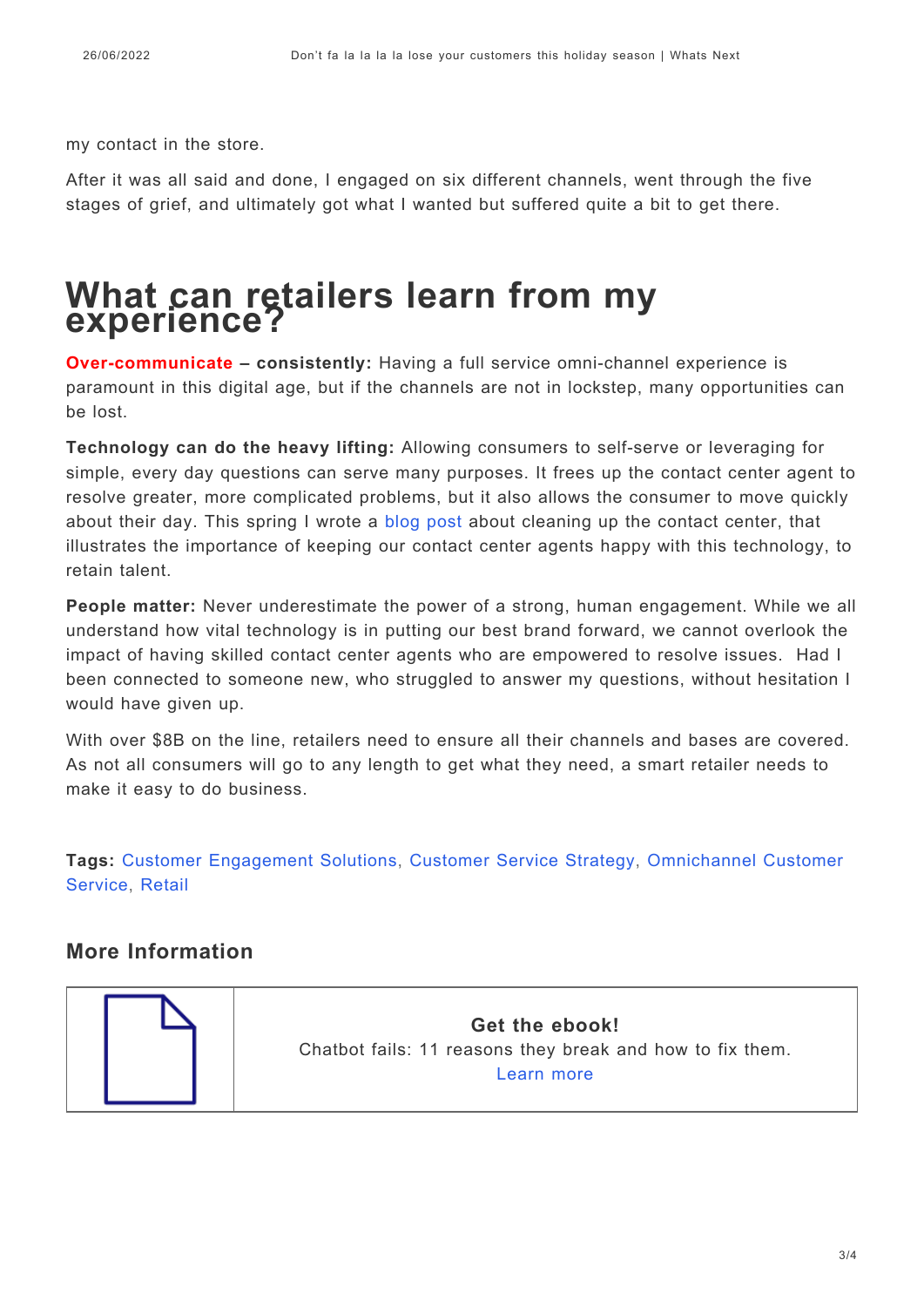my contact in the store.

After it was all said and done, I engaged on six different channels, went through the five stages of grief, and ultimately got what I wanted but suffered quite a bit to get there.

# What can retailers learn from my experience?

**Over-communicate – consistently:** Having a full service omni-channel experience is paramount in this digital age, but if the channels are not in lockstep, many opportunities can be lost.

**Technology can do the heavy lifting:** Allowing consumers to self-serve or leveraging for simple, every day questions can serve many purposes. It frees up the contact center agent to resolve greater, more complicated problems, but it also allows the consumer to move quickly about their day. This spring I wrote a blog post about cleaning up the contact center, that illustrates the importance of keeping our contact center agents happy with this technology, to retain talent.

**People matter:** Never underestimate the power of a strong, human engagement. While we all understand how vital technology is in putting our best brand forward, we cannot overlook the impact of having skilled contact center agents who are empowered to resolve issues. Had I been connected to someone new, who struggled to answer my questions, without hesitation I would have given up.

With over $8B on the line, retailers need to ensure all their channels and bases are covered. As not all consumers will go to any length to get what they need, a smart retailer needs to make it easy to do business.

**Tags:** Customer Engagement Solutions, Customer Service Strategy, Omnichannel Customer Service, Retail

## More Information

**Get the ebook!**

Chatbot fails: 11 reasons they break and how to fix them.

Learn more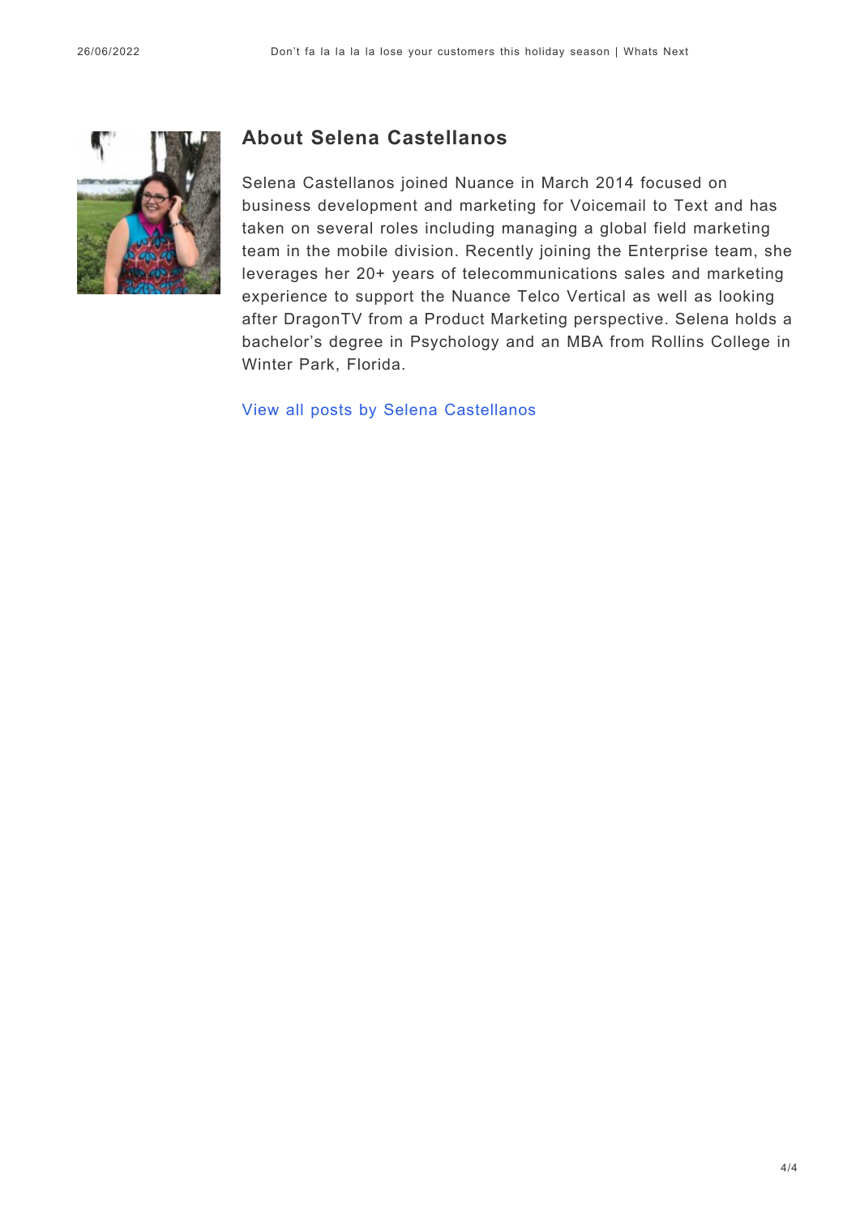## About Selena Castellanos

Selena Castellanos joined Nuance in March 2014 focused on business development and marketing for Voicemail to Text and has taken on several roles including managing a global field marketing team in the mobile division. Recently joining the Enterprise team, she leverages her 20+ years of telecommunications sales and marketing experience to support the Nuance Telco Vertical as well as looking after DragonTV from a Product Marketing perspective. Selena holds a bachelor's degree in Psychology and an MBA from Rollins College in Winter Park, Florida.

View all posts by Selena Castellanos